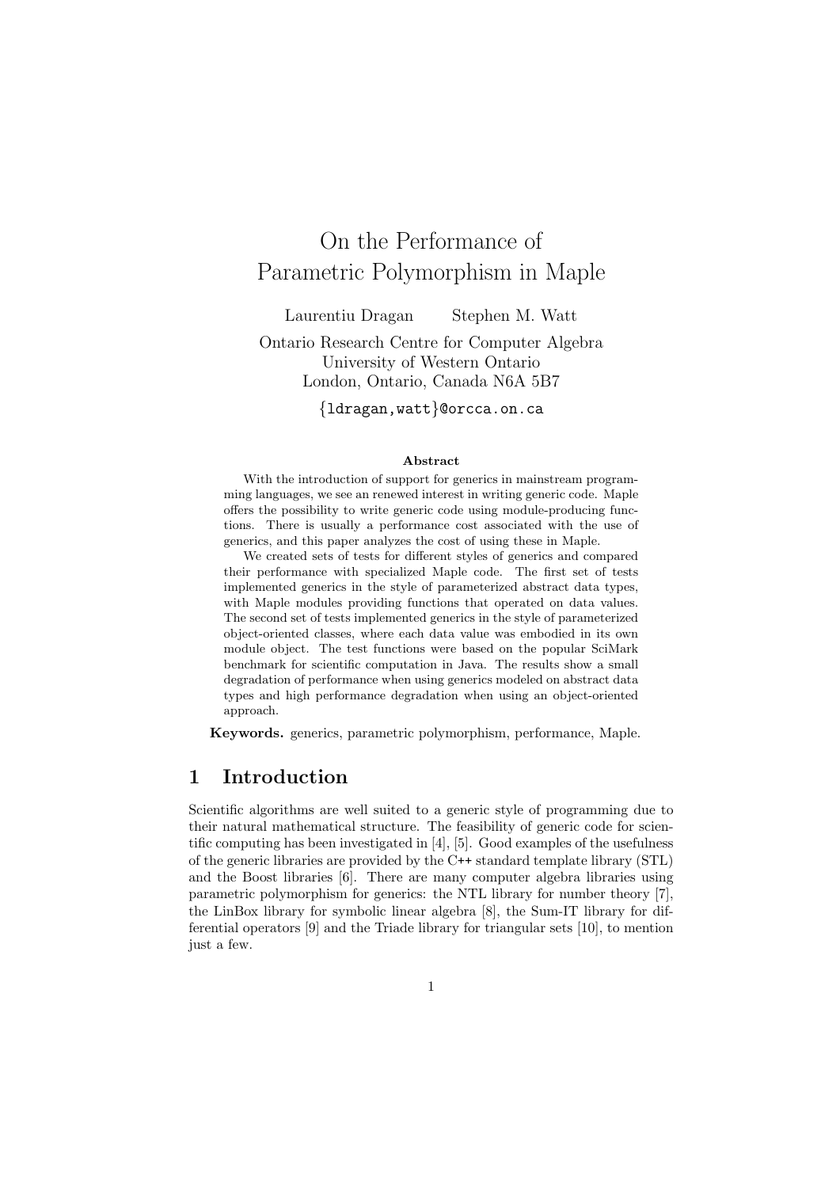# On the Performance of Parametric Polymorphism in Maple

Laurentiu Dragan  Stephen M. Watt

Ontario Research Centre for Computer Algebra
University of Western Ontario
London, Ontario, Canada N6A 5B7

{ldragan,watt}@orcca.on.ca

### Abstract

With the introduction of support for generics in mainstream programming languages, we see an renewed interest in writing generic code. Maple offers the possibility to write generic code using module-producing functions. There is usually a performance cost associated with the use of generics, and this paper analyzes the cost of using these in Maple.

We created sets of tests for different styles of generics and compared their performance with specialized Maple code. The first set of tests implemented generics in the style of parameterized abstract data types, with Maple modules providing functions that operated on data values. The second set of tests implemented generics in the style of parameterized object-oriented classes, where each data value was embodied in its own module object. The test functions were based on the popular SciMark benchmark for scientific computation in Java. The results show a small degradation of performance when using generics modeled on abstract data types and high performance degradation when using an object-oriented approach.

**Keywords.** generics, parametric polymorphism, performance, Maple.

## 1 Introduction

Scientific algorithms are well suited to a generic style of programming due to their natural mathematical structure. The feasibility of generic code for scientific computing has been investigated in [4], [5]. Good examples of the usefulness of the generic libraries are provided by the C++ standard template library (STL) and the Boost libraries [6]. There are many computer algebra libraries using parametric polymorphism for generics: the NTL library for number theory [7], the LinBox library for symbolic linear algebra [8], the Sum-IT library for differential operators [9] and the Triade library for triangular sets [10], to mention just a few.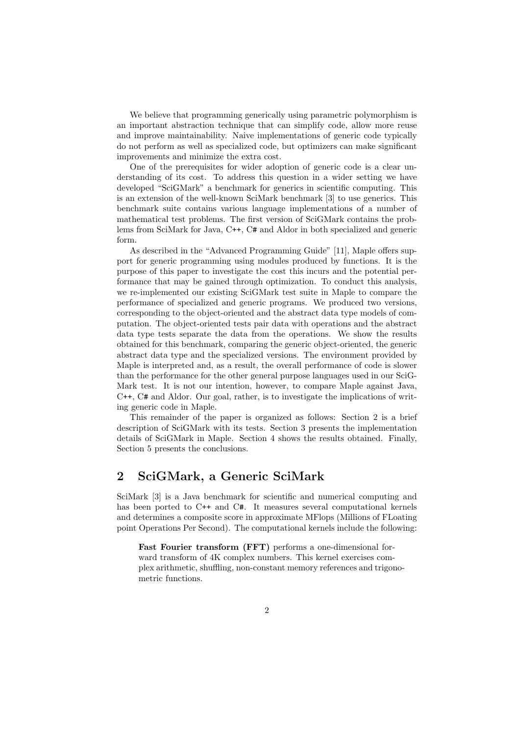We believe that programming generically using parametric polymorphism is an important abstraction technique that can simplify code, allow more reuse and improve maintainability. Naive implementations of generic code typically do not perform as well as specialized code, but optimizers can make significant improvements and minimize the extra cost.

One of the prerequisites for wider adoption of generic code is a clear understanding of its cost. To address this question in a wider setting we have developed "SciGMark" a benchmark for generics in scientific computing. This is an extension of the well-known SciMark benchmark [3] to use generics. This benchmark suite contains various language implementations of a number of mathematical test problems. The first version of SciGMark contains the problems from SciMark for Java, C++, C# and Aldor in both specialized and generic form.

As described in the "Advanced Programming Guide" [11], Maple offers support for generic programming using modules produced by functions. It is the purpose of this paper to investigate the cost this incurs and the potential performance that may be gained through optimization. To conduct this analysis, we re-implemented our existing SciGMark test suite in Maple to compare the performance of specialized and generic programs. We produced two versions, corresponding to the object-oriented and the abstract data type models of computation. The object-oriented tests pair data with operations and the abstract data type tests separate the data from the operations. We show the results obtained for this benchmark, comparing the generic object-oriented, the generic abstract data type and the specialized versions. The environment provided by Maple is interpreted and, as a result, the overall performance of code is slower than the performance for the other general purpose languages used in our SciGMark test. It is not our intention, however, to compare Maple against Java, C++, C# and Aldor. Our goal, rather, is to investigate the implications of writing generic code in Maple.

This remainder of the paper is organized as follows: Section 2 is a brief description of SciGMark with its tests. Section 3 presents the implementation details of SciGMark in Maple. Section 4 shows the results obtained. Finally, Section 5 presents the conclusions.

## 2 SciGMark, a Generic SciMark

SciMark [3] is a Java benchmark for scientific and numerical computing and has been ported to C++ and C#. It measures several computational kernels and determines a composite score in approximate MFlops (Millions of FLoating point Operations Per Second). The computational kernels include the following:

**Fast Fourier transform (FFT)** performs a one-dimensional forward transform of 4K complex numbers. This kernel exercises complex arithmetic, shuffling, non-constant memory references and trigonometric functions.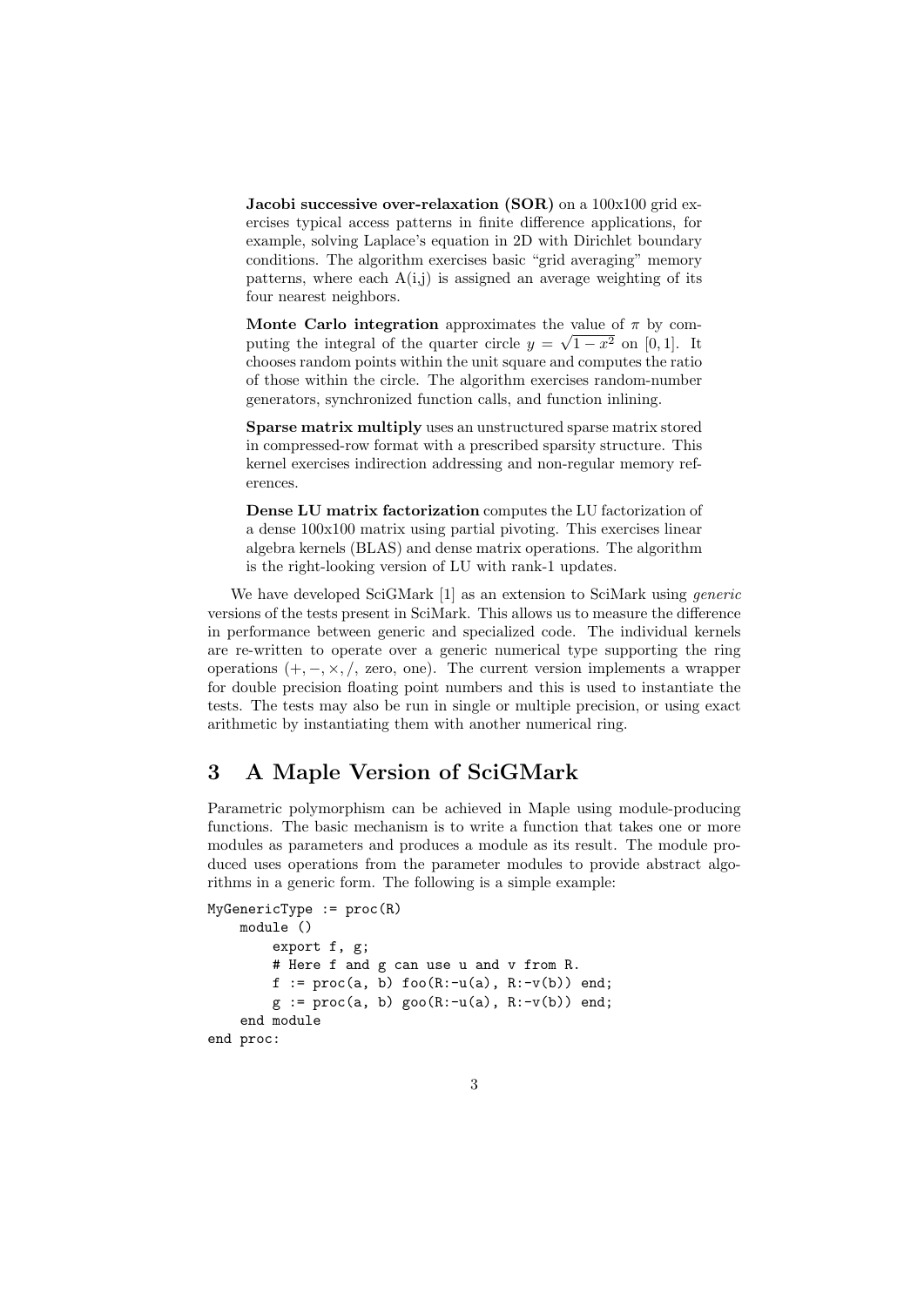**Jacobi successive over-relaxation (SOR)** on a 100x100 grid exercises typical access patterns in finite difference applications, for example, solving Laplace's equation in 2D with Dirichlet boundary conditions. The algorithm exercises basic "grid averaging" memory patterns, where each A(i,j) is assigned an average weighting of its four nearest neighbors.

**Monte Carlo integration** approximates the value of $\pi$ by computing the integral of the quarter circle $y = \sqrt{1 - x^2}$ on $[0, 1]$. It chooses random points within the unit square and computes the ratio of those within the circle. The algorithm exercises random-number generators, synchronized function calls, and function inlining.

**Sparse matrix multiply** uses an unstructured sparse matrix stored in compressed-row format with a prescribed sparsity structure. This kernel exercises indirection addressing and non-regular memory references.

**Dense LU matrix factorization** computes the LU factorization of a dense 100x100 matrix using partial pivoting. This exercises linear algebra kernels (BLAS) and dense matrix operations. The algorithm is the right-looking version of LU with rank-1 updates.

We have developed SciGMark [1] as an extension to SciMark using *generic* versions of the tests present in SciMark. This allows us to measure the difference in performance between generic and specialized code. The individual kernels are re-written to operate over a generic numerical type supporting the ring operations $(+, -, \times, /,$ zero, one$)$. The current version implements a wrapper for double precision floating point numbers and this is used to instantiate the tests. The tests may also be run in single or multiple precision, or using exact arithmetic by instantiating them with another numerical ring.

## 3 A Maple Version of SciGMark

Parametric polymorphism can be achieved in Maple using module-producing functions. The basic mechanism is to write a function that takes one or more modules as parameters and produces a module as its result. The module produced uses operations from the parameter modules to provide abstract algorithms in a generic form. The following is a simple example:

```
MyGenericType := proc(R)
    module ()
        export f, g;
        # Here f and g can use u and v from R.
        f := proc(a, b) foo(R:-u(a), R:-v(b)) end;
        g := proc(a, b) goo(R:-u(a), R:-v(b)) end;
    end module
end proc:
```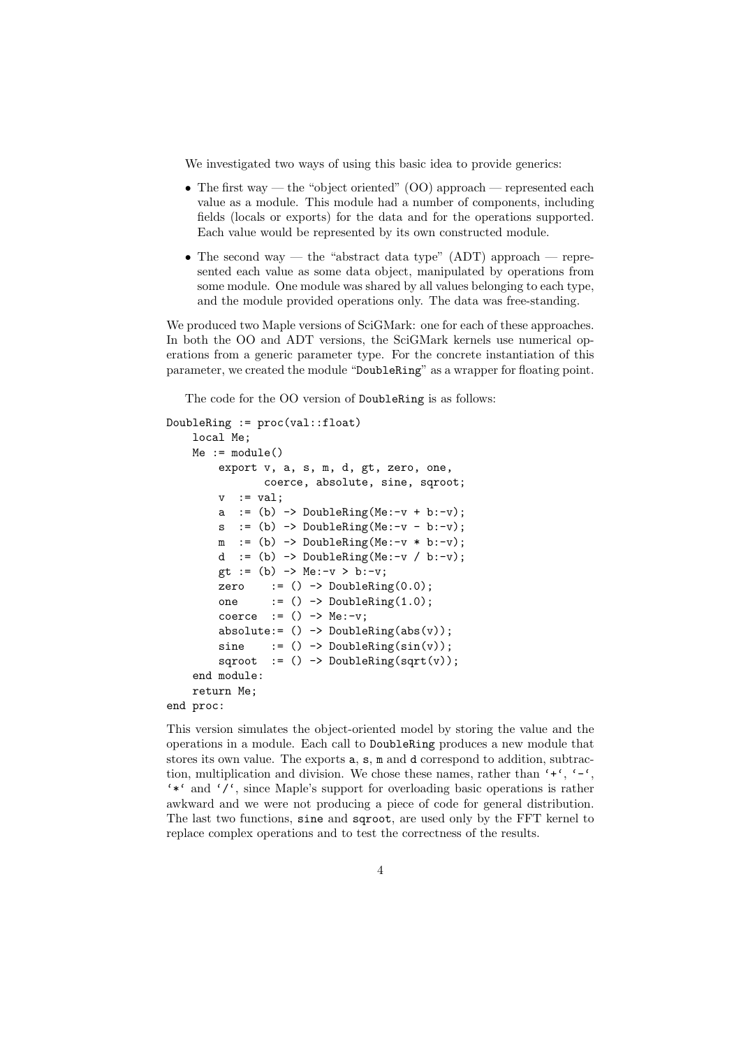We investigated two ways of using this basic idea to provide generics:

- The first way — the "object oriented" (OO) approach — represented each value as a module. This module had a number of components, including fields (locals or exports) for the data and for the operations supported. Each value would be represented by its own constructed module.
- The second way — the "abstract data type" (ADT) approach — represented each value as some data object, manipulated by operations from some module. One module was shared by all values belonging to each type, and the module provided operations only. The data was free-standing.

We produced two Maple versions of SciGMark: one for each of these approaches. In both the OO and ADT versions, the SciGMark kernels use numerical operations from a generic parameter type. For the concrete instantiation of this parameter, we created the module "`DoubleRing`" as a wrapper for floating point.

The code for the OO version of `DoubleRing` is as follows:

```
DoubleRing := proc(val::float)
    local Me;
    Me := module()
        export v, a, s, m, d, gt, zero, one,
               coerce, absolute, sine, sqroot;
        v  := val;
        a  := (b) -> DoubleRing(Me:-v + b:-v);
        s  := (b) -> DoubleRing(Me:-v - b:-v);
        m  := (b) -> DoubleRing(Me:-v * b:-v);
        d  := (b) -> DoubleRing(Me:-v / b:-v);
        gt := (b) -> Me:-v > b:-v;
        zero    := () -> DoubleRing(0.0);
        one     := () -> DoubleRing(1.0);
        coerce  := () -> Me:-v;
        absolute:= () -> DoubleRing(abs(v));
        sine    := () -> DoubleRing(sin(v));
        sqroot  := () -> DoubleRing(sqrt(v));
    end module:
    return Me;
end proc:
```

This version simulates the object-oriented model by storing the value and the operations in a module. Each call to `DoubleRing` produces a new module that stores its own value. The exports `a`, `s`, `m` and `d` correspond to addition, subtraction, multiplication and division. We chose these names, rather than `` `+` ``, `` `-` ``, `` `*` `` and `` `/` ``, since Maple's support for overloading basic operations is rather awkward and we were not producing a piece of code for general distribution. The last two functions, `sine` and `sqroot`, are used only by the FFT kernel to replace complex operations and to test the correctness of the results.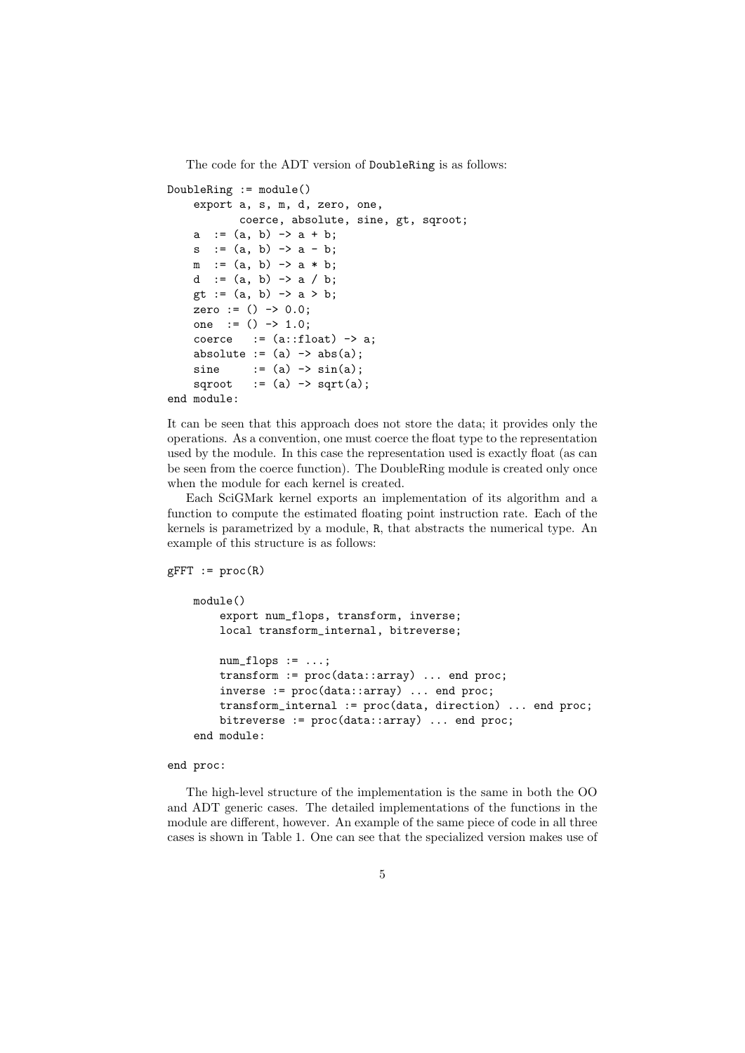The code for the ADT version of DoubleRing is as follows:

```
DoubleRing := module()
    export a, s, m, d, zero, one,
           coerce, absolute, sine, gt, sqroot;
    a  := (a, b) -> a + b;
    s  := (a, b) -> a - b;
    m  := (a, b) -> a * b;
    d  := (a, b) -> a / b;
    gt := (a, b) -> a > b;
    zero := () -> 0.0;
    one  := () -> 1.0;
    coerce   := (a::float) -> a;
    absolute := (a) -> abs(a);
    sine     := (a) -> sin(a);
    sqroot   := (a) -> sqrt(a);
end module:
```

It can be seen that this approach does not store the data; it provides only the operations. As a convention, one must coerce the float type to the representation used by the module. In this case the representation used is exactly float (as can be seen from the coerce function). The DoubleRing module is created only once when the module for each kernel is created.

Each SciGMark kernel exports an implementation of its algorithm and a function to compute the estimated floating point instruction rate. Each of the kernels is parametrized by a module, R, that abstracts the numerical type. An example of this structure is as follows:

```
gFFT := proc(R)

    module()
        export num_flops, transform, inverse;
        local transform_internal, bitreverse;

        num_flops := ...;
        transform := proc(data::array) ... end proc;
        inverse := proc(data::array) ... end proc;
        transform_internal := proc(data, direction) ... end proc;
        bitreverse := proc(data::array) ... end proc;
    end module:

end proc:
```

The high-level structure of the implementation is the same in both the OO and ADT generic cases. The detailed implementations of the functions in the module are different, however. An example of the same piece of code in all three cases is shown in Table 1. One can see that the specialized version makes use of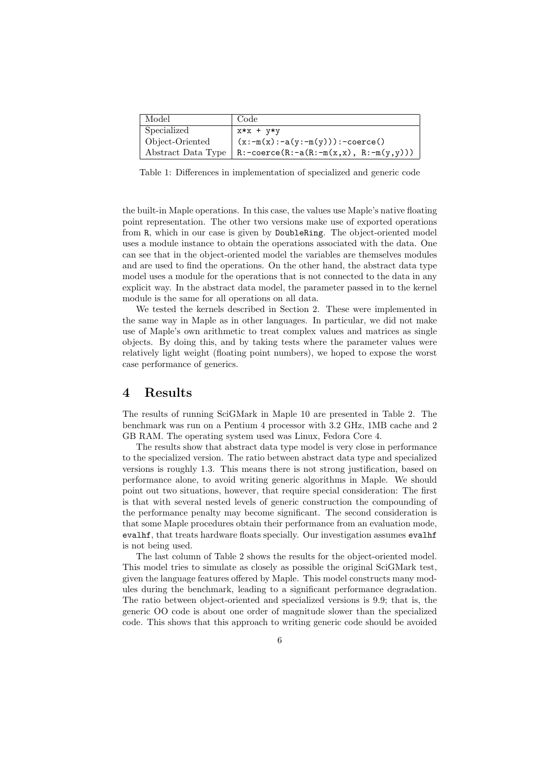| Model | Code |
|---|---|
| Specialized | `x*x + y*y` |
| Object-Oriented | `(x:-m(x):-a(y:-m(y))):-coerce()` |
| Abstract Data Type | `R:-coerce(R:-a(R:-m(x,x), R:-m(y,y)))` |

Table 1: Differences in implementation of specialized and generic code

the built-in Maple operations. In this case, the values use Maple's native floating point representation. The other two versions make use of exported operations from `R`, which in our case is given by `DoubleRing`. The object-oriented model uses a module instance to obtain the operations associated with the data. One can see that in the object-oriented model the variables are themselves modules and are used to find the operations. On the other hand, the abstract data type model uses a module for the operations that is not connected to the data in any explicit way. In the abstract data model, the parameter passed in to the kernel module is the same for all operations on all data.

We tested the kernels described in Section 2. These were implemented in the same way in Maple as in other languages. In particular, we did not make use of Maple's own arithmetic to treat complex values and matrices as single objects. By doing this, and by taking tests where the parameter values were relatively light weight (floating point numbers), we hoped to expose the worst case performance of generics.

# 4 Results

The results of running SciGMark in Maple 10 are presented in Table 2. The benchmark was run on a Pentium 4 processor with 3.2 GHz, 1MB cache and 2 GB RAM. The operating system used was Linux, Fedora Core 4.

The results show that abstract data type model is very close in performance to the specialized version. The ratio between abstract data type and specialized versions is roughly 1.3. This means there is not strong justification, based on performance alone, to avoid writing generic algorithms in Maple. We should point out two situations, however, that require special consideration: The first is that with several nested levels of generic construction the compounding of the performance penalty may become significant. The second consideration is that some Maple procedures obtain their performance from an evaluation mode, `evalhf`, that treats hardware floats specially. Our investigation assumes `evalhf` is not being used.

The last column of Table 2 shows the results for the object-oriented model. This model tries to simulate as closely as possible the original SciGMark test, given the language features offered by Maple. This model constructs many modules during the benchmark, leading to a significant performance degradation. The ratio between object-oriented and specialized versions is 9.9; that is, the generic OO code is about one order of magnitude slower than the specialized code. This shows that this approach to writing generic code should be avoided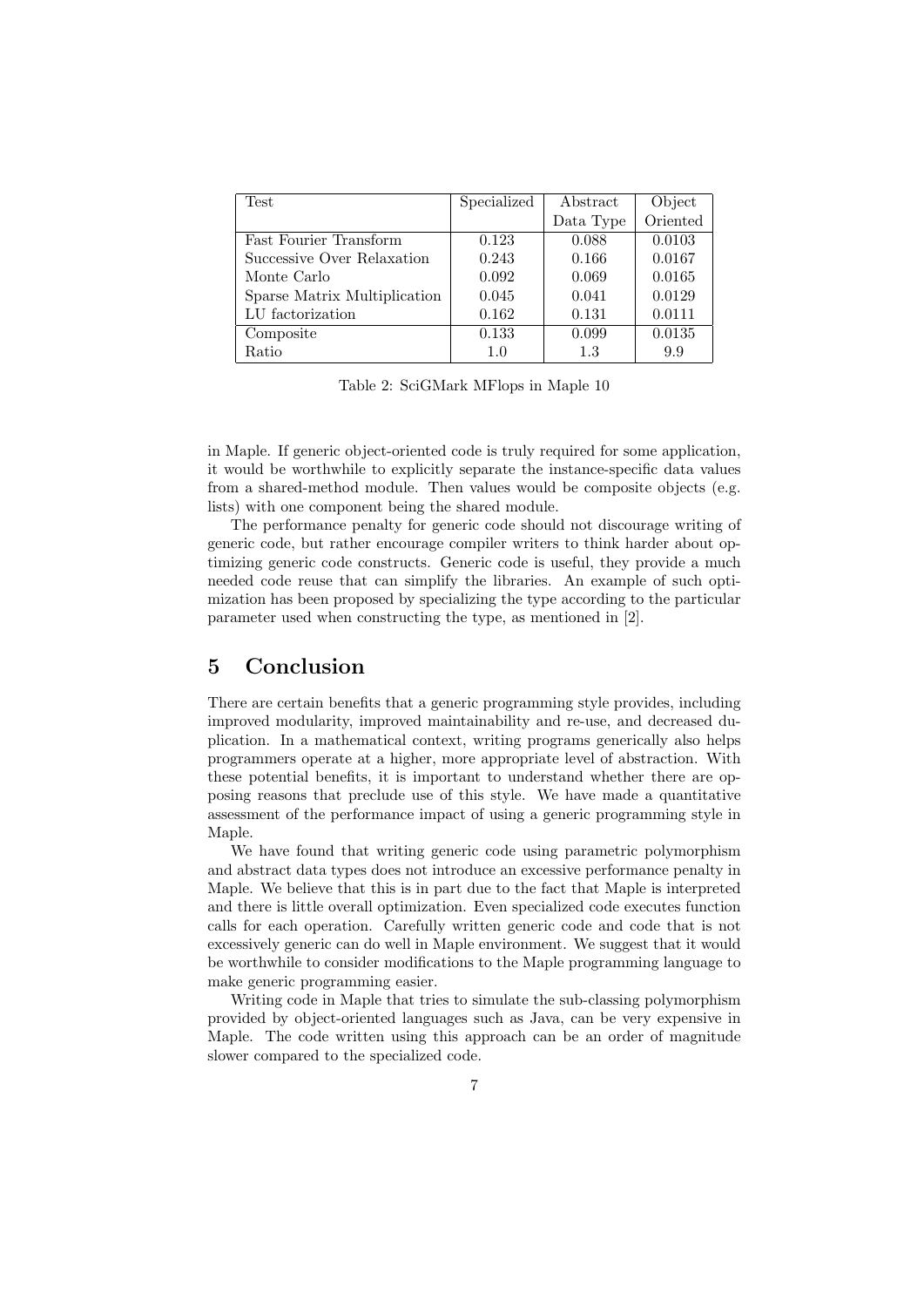| Test | Specialized | Abstract Data Type | Object Oriented |
|---|---|---|---|
| Fast Fourier Transform | 0.123 | 0.088 | 0.0103 |
| Successive Over Relaxation | 0.243 | 0.166 | 0.0167 |
| Monte Carlo | 0.092 | 0.069 | 0.0165 |
| Sparse Matrix Multiplication | 0.045 | 0.041 | 0.0129 |
| LU factorization | 0.162 | 0.131 | 0.0111 |
| Composite | 0.133 | 0.099 | 0.0135 |
| Ratio | 1.0 | 1.3 | 9.9 |

Table 2: SciGMark MFlops in Maple 10

in Maple. If generic object-oriented code is truly required for some application, it would be worthwhile to explicitly separate the instance-specific data values from a shared-method module. Then values would be composite objects (e.g. lists) with one component being the shared module.

The performance penalty for generic code should not discourage writing of generic code, but rather encourage compiler writers to think harder about optimizing generic code constructs. Generic code is useful, they provide a much needed code reuse that can simplify the libraries. An example of such optimization has been proposed by specializing the type according to the particular parameter used when constructing the type, as mentioned in [2].

## 5 Conclusion

There are certain benefits that a generic programming style provides, including improved modularity, improved maintainability and re-use, and decreased duplication. In a mathematical context, writing programs generically also helps programmers operate at a higher, more appropriate level of abstraction. With these potential benefits, it is important to understand whether there are opposing reasons that preclude use of this style. We have made a quantitative assessment of the performance impact of using a generic programming style in Maple.

We have found that writing generic code using parametric polymorphism and abstract data types does not introduce an excessive performance penalty in Maple. We believe that this is in part due to the fact that Maple is interpreted and there is little overall optimization. Even specialized code executes function calls for each operation. Carefully written generic code and code that is not excessively generic can do well in Maple environment. We suggest that it would be worthwhile to consider modifications to the Maple programming language to make generic programming easier.

Writing code in Maple that tries to simulate the sub-classing polymorphism provided by object-oriented languages such as Java, can be very expensive in Maple. The code written using this approach can be an order of magnitude slower compared to the specialized code.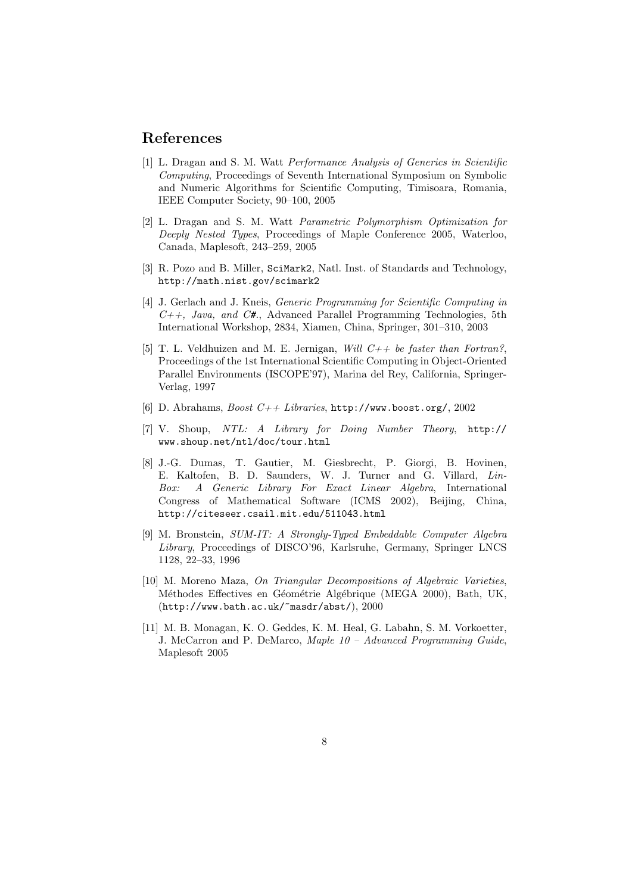## References

[1] L. Dragan and S. M. Watt *Performance Analysis of Generics in Scientific Computing*, Proceedings of Seventh International Symposium on Symbolic and Numeric Algorithms for Scientific Computing, Timisoara, Romania, IEEE Computer Society, 90–100, 2005

[2] L. Dragan and S. M. Watt *Parametric Polymorphism Optimization for Deeply Nested Types*, Proceedings of Maple Conference 2005, Waterloo, Canada, Maplesoft, 243–259, 2005

[3] R. Pozo and B. Miller, `SciMark2`, Natl. Inst. of Standards and Technology, `http://math.nist.gov/scimark2`

[4] J. Gerlach and J. Kneis, *Generic Programming for Scientific Computing in C++, Java, and C#.*, Advanced Parallel Programming Technologies, 5th International Workshop, 2834, Xiamen, China, Springer, 301–310, 2003

[5] T. L. Veldhuizen and M. E. Jernigan, *Will C++ be faster than Fortran?*, Proceedings of the 1st International Scientific Computing in Object-Oriented Parallel Environments (ISCOPE'97), Marina del Rey, California, Springer-Verlag, 1997

[6] D. Abrahams, *Boost C++ Libraries*, `http://www.boost.org/`, 2002

[7] V. Shoup, *NTL: A Library for Doing Number Theory*, `http://www.shoup.net/ntl/doc/tour.html`

[8] J.-G. Dumas, T. Gautier, M. Giesbrecht, P. Giorgi, B. Hovinen, E. Kaltofen, B. D. Saunders, W. J. Turner and G. Villard, *LinBox: A Generic Library For Exact Linear Algebra*, International Congress of Mathematical Software (ICMS 2002), Beijing, China, `http://citeseer.csail.mit.edu/511043.html`

[9] M. Bronstein, *SUM-IT: A Strongly-Typed Embeddable Computer Algebra Library*, Proceedings of DISCO'96, Karlsruhe, Germany, Springer LNCS 1128, 22–33, 1996

[10] M. Moreno Maza, *On Triangular Decompositions of Algebraic Varieties*, Méthodes Effectives en Géométrie Algébrique (MEGA 2000), Bath, UK, (`http://www.bath.ac.uk/~masdr/abst/`), 2000

[11] M. B. Monagan, K. O. Geddes, K. M. Heal, G. Labahn, S. M. Vorkoetter, J. McCarron and P. DeMarco, *Maple 10 – Advanced Programming Guide*, Maplesoft 2005